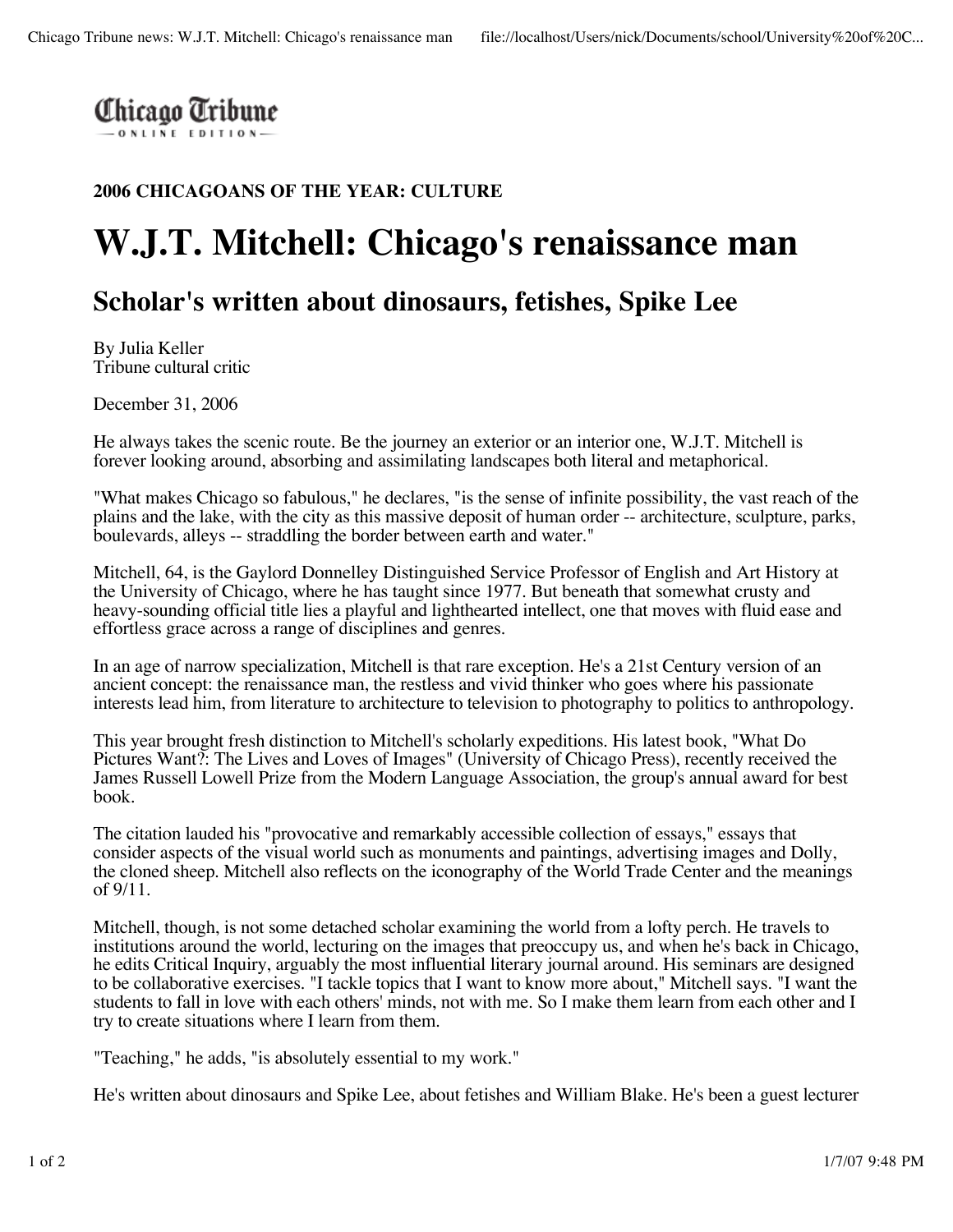**Chicago Tribune**
ONLINE EDITION

**2006 CHICAGOANS OF THE YEAR: CULTURE**

# W.J.T. Mitchell: Chicago's renaissance man

## Scholar's written about dinosaurs, fetishes, Spike Lee

By Julia Keller
Tribune cultural critic

December 31, 2006

He always takes the scenic route. Be the journey an exterior or an interior one, W.J.T. Mitchell is forever looking around, absorbing and assimilating landscapes both literal and metaphorical.

"What makes Chicago so fabulous," he declares, "is the sense of infinite possibility, the vast reach of the plains and the lake, with the city as this massive deposit of human order -- architecture, sculpture, parks, boulevards, alleys -- straddling the border between earth and water."

Mitchell, 64, is the Gaylord Donnelley Distinguished Service Professor of English and Art History at the University of Chicago, where he has taught since 1977. But beneath that somewhat crusty and heavy-sounding official title lies a playful and lighthearted intellect, one that moves with fluid ease and effortless grace across a range of disciplines and genres.

In an age of narrow specialization, Mitchell is that rare exception. He's a 21st Century version of an ancient concept: the renaissance man, the restless and vivid thinker who goes where his passionate interests lead him, from literature to architecture to television to photography to politics to anthropology.

This year brought fresh distinction to Mitchell's scholarly expeditions. His latest book, "What Do Pictures Want?: The Lives and Loves of Images" (University of Chicago Press), recently received the James Russell Lowell Prize from the Modern Language Association, the group's annual award for best book.

The citation lauded his "provocative and remarkably accessible collection of essays," essays that consider aspects of the visual world such as monuments and paintings, advertising images and Dolly, the cloned sheep. Mitchell also reflects on the iconography of the World Trade Center and the meanings of 9/11.

Mitchell, though, is not some detached scholar examining the world from a lofty perch. He travels to institutions around the world, lecturing on the images that preoccupy us, and when he's back in Chicago, he edits Critical Inquiry, arguably the most influential literary journal around. His seminars are designed to be collaborative exercises. "I tackle topics that I want to know more about," Mitchell says. "I want the students to fall in love with each others' minds, not with me. So I make them learn from each other and I try to create situations where I learn from them.

"Teaching," he adds, "is absolutely essential to my work."

He's written about dinosaurs and Spike Lee, about fetishes and William Blake. He's been a guest lecturer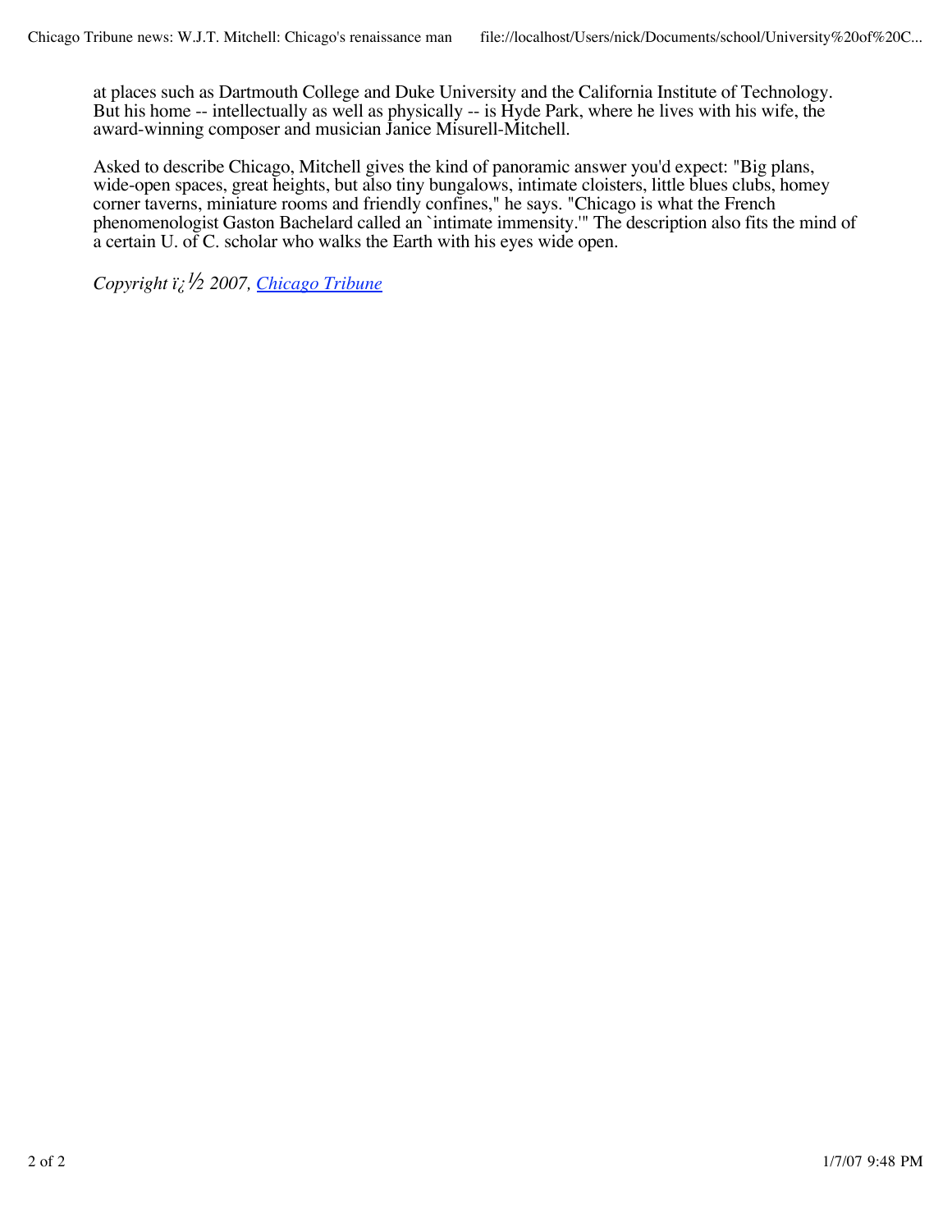at places such as Dartmouth College and Duke University and the California Institute of Technology. But his home -- intellectually as well as physically -- is Hyde Park, where he lives with his wife, the award-winning composer and musician Janice Misurell-Mitchell.

Asked to describe Chicago, Mitchell gives the kind of panoramic answer you'd expect: "Big plans, wide-open spaces, great heights, but also tiny bungalows, intimate cloisters, little blues clubs, homey corner taverns, miniature rooms and friendly confines," he says. "Chicago is what the French phenomenologist Gaston Bachelard called an `intimate immensity.'" The description also fits the mind of a certain U. of C. scholar who walks the Earth with his eyes wide open.

*Copyright ï¿½ 2007, Chicago Tribune*